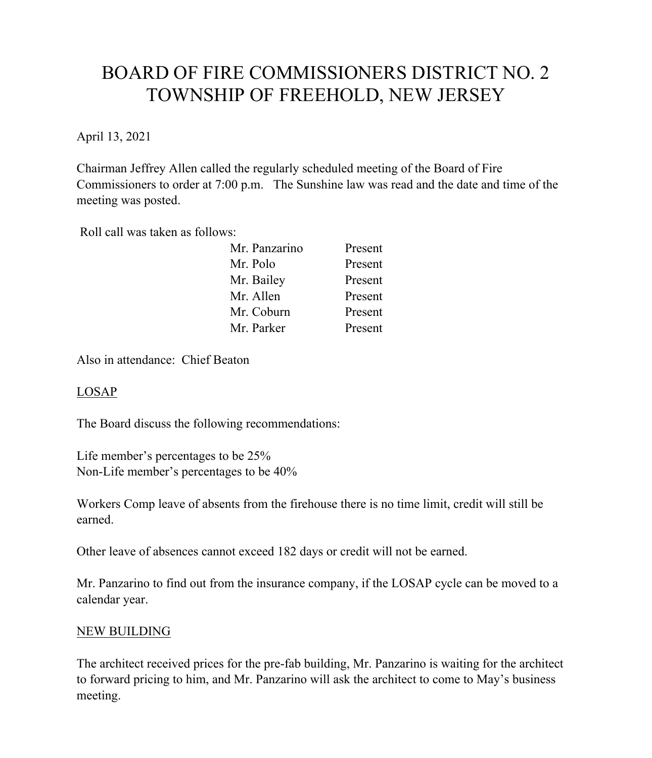# BOARD OF FIRE COMMISSIONERS DISTRICT NO. 2
# TOWNSHIP OF FREEHOLD, NEW JERSEY

April 13, 2021

Chairman Jeffrey Allen called the regularly scheduled meeting of the Board of Fire Commissioners to order at 7:00 p.m. The Sunshine law was read and the date and time of the meeting was posted.

Roll call was taken as follows:

| | |
|---|---|
| Mr. Panzarino | Present |
| Mr. Polo | Present |
| Mr. Bailey | Present |
| Mr. Allen | Present |
| Mr. Coburn | Present |
| Mr. Parker | Present |

Also in attendance: Chief Beaton

## LOSAP

The Board discuss the following recommendations:

Life member's percentages to be 25%
Non-Life member's percentages to be 40%

Workers Comp leave of absents from the firehouse there is no time limit, credit will still be earned.

Other leave of absences cannot exceed 182 days or credit will not be earned.

Mr. Panzarino to find out from the insurance company, if the LOSAP cycle can be moved to a calendar year.

## NEW BUILDING

The architect received prices for the pre-fab building, Mr. Panzarino is waiting for the architect to forward pricing to him, and Mr. Panzarino will ask the architect to come to May's business meeting.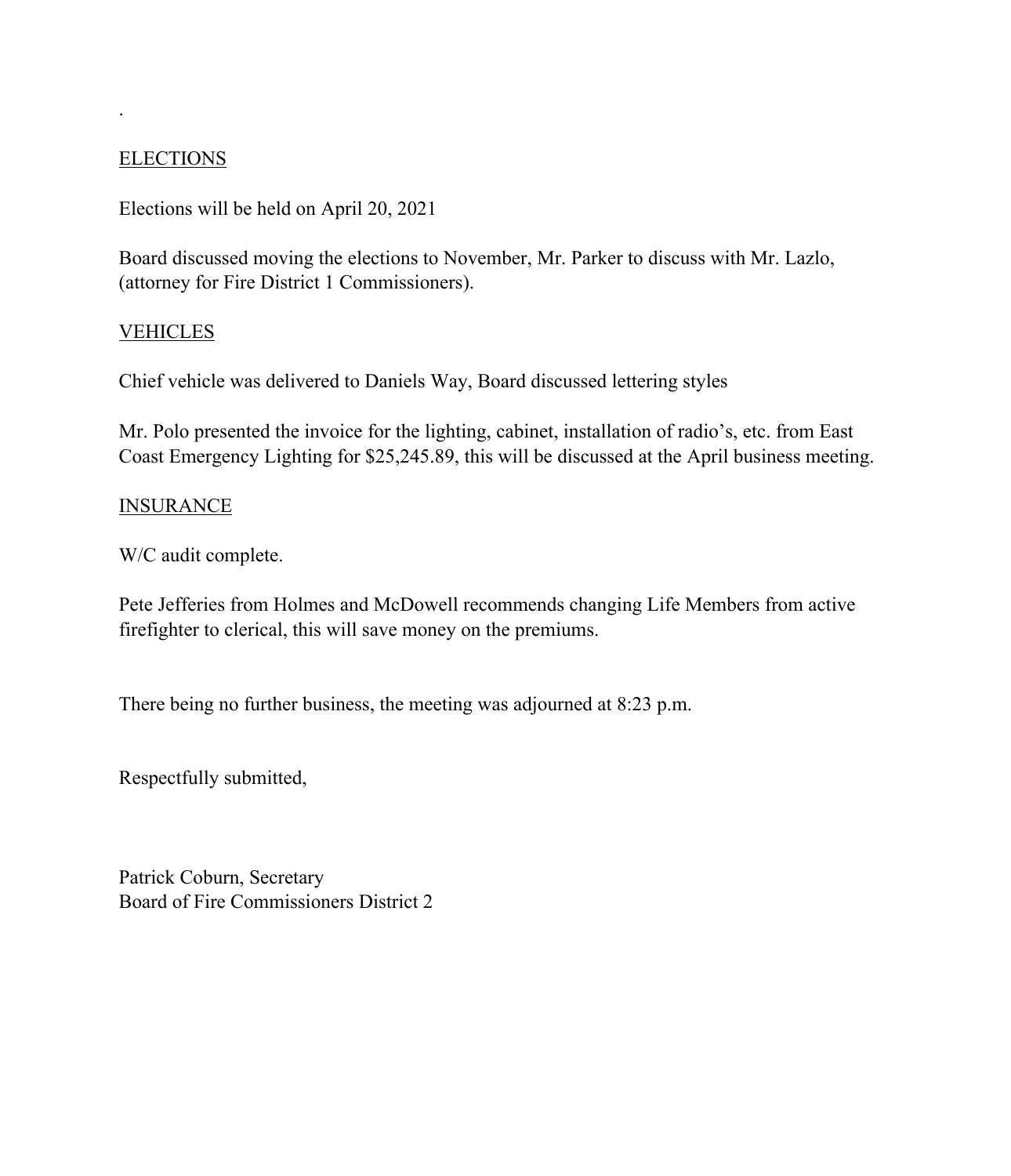.

<u>ELECTIONS</u>

Elections will be held on April 20, 2021

Board discussed moving the elections to November, Mr. Parker to discuss with Mr. Lazlo, (attorney for Fire District 1 Commissioners).

<u>VEHICLES</u>

Chief vehicle was delivered to Daniels Way, Board discussed lettering styles

Mr. Polo presented the invoice for the lighting, cabinet, installation of radio's, etc. from East Coast Emergency Lighting for $25,245.89, this will be discussed at the April business meeting.

<u>INSURANCE</u>

W/C audit complete.

Pete Jefferies from Holmes and McDowell recommends changing Life Members from active firefighter to clerical, this will save money on the premiums.

There being no further business, the meeting was adjourned at 8:23 p.m.

Respectfully submitted,

Patrick Coburn, Secretary
Board of Fire Commissioners District 2